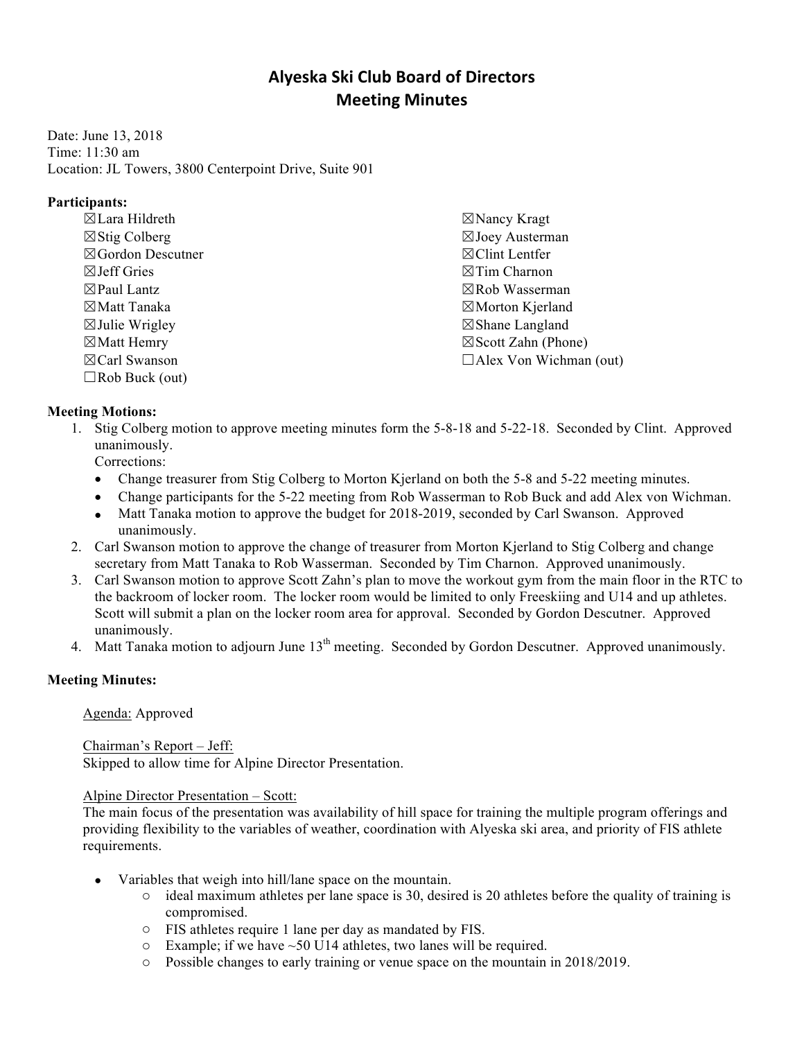# Alyeska Ski Club Board of Directors
# Meeting Minutes

Date: June 13, 2018
Time: 11:30 am
Location: JL Towers, 3800 Centerpoint Drive, Suite 901

**Participants:**

- ☒Lara Hildreth
- ☒Stig Colberg
- ☒Gordon Descutner
- ☒Jeff Gries
- ☒Paul Lantz
- ☒Matt Tanaka
- ☒Julie Wrigley
- ☒Matt Hemry
- ☒Carl Swanson
- ☐Rob Buck (out)
- ☒Nancy Kragt
- ☒Joey Austerman
- ☒Clint Lentfer
- ☒Tim Charnon
- ☒Rob Wasserman
- ☒Morton Kjerland
- ☒Shane Langland
- ☒Scott Zahn (Phone)
- ☐Alex Von Wichman (out)

**Meeting Motions:**

1. Stig Colberg motion to approve meeting minutes form the 5-8-18 and 5-22-18. Seconded by Clint. Approved unanimously.
   Corrections:
   - Change treasurer from Stig Colberg to Morton Kjerland on both the 5-8 and 5-22 meeting minutes.
   - Change participants for the 5-22 meeting from Rob Wasserman to Rob Buck and add Alex von Wichman.
   - Matt Tanaka motion to approve the budget for 2018-2019, seconded by Carl Swanson. Approved unanimously.
2. Carl Swanson motion to approve the change of treasurer from Morton Kjerland to Stig Colberg and change secretary from Matt Tanaka to Rob Wasserman. Seconded by Tim Charnon. Approved unanimously.
3. Carl Swanson motion to approve Scott Zahn's plan to move the workout gym from the main floor in the RTC to the backroom of locker room. The locker room would be limited to only Freeskiing and U14 and up athletes. Scott will submit a plan on the locker room area for approval. Seconded by Gordon Descutner. Approved unanimously.
4. Matt Tanaka motion to adjourn June 13th meeting. Seconded by Gordon Descutner. Approved unanimously.

**Meeting Minutes:**

Agenda: Approved

Chairman's Report – Jeff:
Skipped to allow time for Alpine Director Presentation.

Alpine Director Presentation – Scott:
The main focus of the presentation was availability of hill space for training the multiple program offerings and providing flexibility to the variables of weather, coordination with Alyeska ski area, and priority of FIS athlete requirements.

- Variables that weigh into hill/lane space on the mountain.
  - ideal maximum athletes per lane space is 30, desired is 20 athletes before the quality of training is compromised.
  - FIS athletes require 1 lane per day as mandated by FIS.
  - Example; if we have ~50 U14 athletes, two lanes will be required.
  - Possible changes to early training or venue space on the mountain in 2018/2019.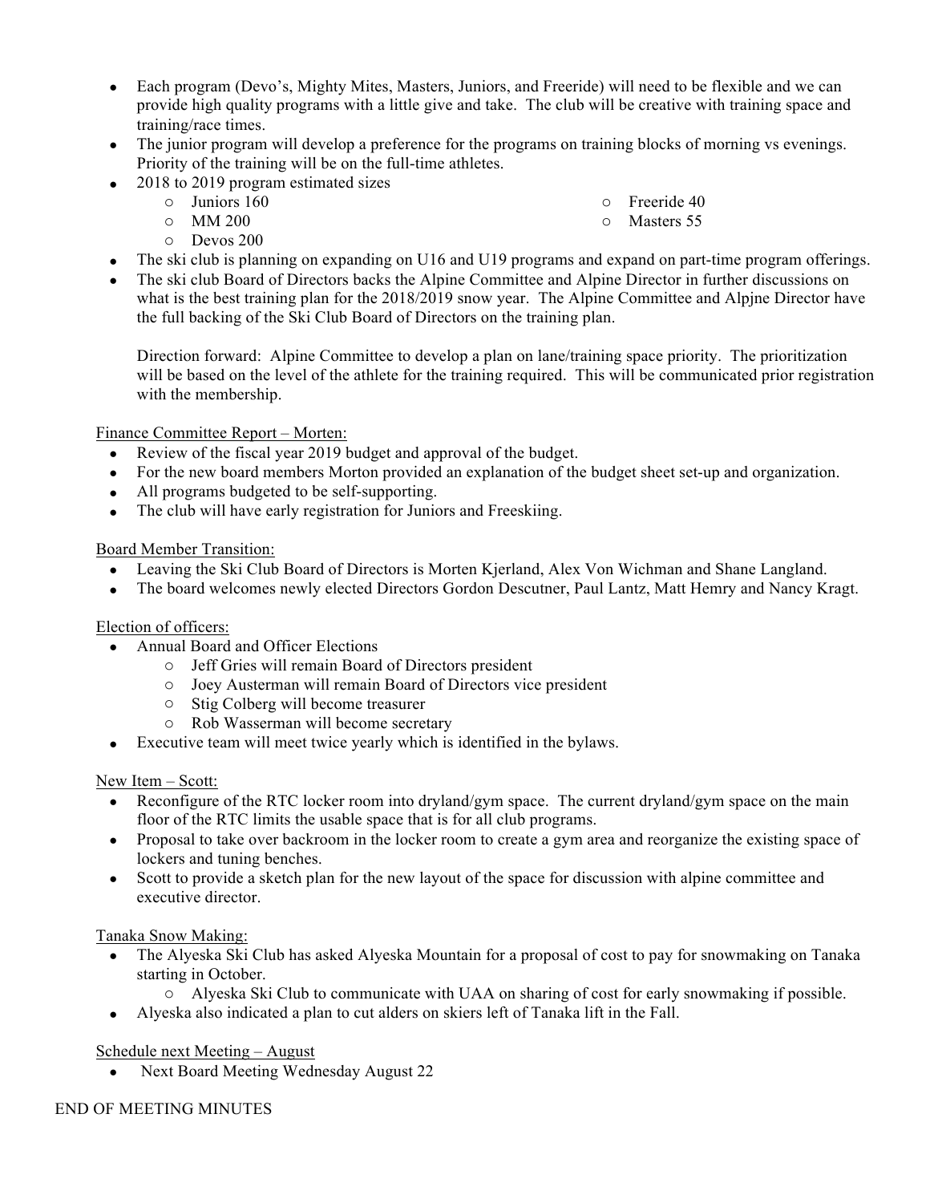- Each program (Devo's, Mighty Mites, Masters, Juniors, and Freeride) will need to be flexible and we can provide high quality programs with a little give and take. The club will be creative with training space and training/race times.
- The junior program will develop a preference for the programs on training blocks of morning vs evenings. Priority of the training will be on the full-time athletes.
- 2018 to 2019 program estimated sizes
  - Juniors 160
  - MM 200
  - Devos 200
  - Freeride 40
  - Masters 55
- The ski club is planning on expanding on U16 and U19 programs and expand on part-time program offerings.
- The ski club Board of Directors backs the Alpine Committee and Alpine Director in further discussions on what is the best training plan for the 2018/2019 snow year. The Alpine Committee and Alpjne Director have the full backing of the Ski Club Board of Directors on the training plan.

  Direction forward: Alpine Committee to develop a plan on lane/training space priority. The prioritization will be based on the level of the athlete for the training required. This will be communicated prior registration with the membership.

Finance Committee Report – Morten:

- Review of the fiscal year 2019 budget and approval of the budget.
- For the new board members Morton provided an explanation of the budget sheet set-up and organization.
- All programs budgeted to be self-supporting.
- The club will have early registration for Juniors and Freeskiing.

Board Member Transition:

- Leaving the Ski Club Board of Directors is Morten Kjerland, Alex Von Wichman and Shane Langland.
- The board welcomes newly elected Directors Gordon Descutner, Paul Lantz, Matt Hemry and Nancy Kragt.

Election of officers:

- Annual Board and Officer Elections
  - Jeff Gries will remain Board of Directors president
  - Joey Austerman will remain Board of Directors vice president
  - Stig Colberg will become treasurer
  - Rob Wasserman will become secretary
- Executive team will meet twice yearly which is identified in the bylaws.

New Item – Scott:

- Reconfigure of the RTC locker room into dryland/gym space. The current dryland/gym space on the main floor of the RTC limits the usable space that is for all club programs.
- Proposal to take over backroom in the locker room to create a gym area and reorganize the existing space of lockers and tuning benches.
- Scott to provide a sketch plan for the new layout of the space for discussion with alpine committee and executive director.

Tanaka Snow Making:

- The Alyeska Ski Club has asked Alyeska Mountain for a proposal of cost to pay for snowmaking on Tanaka starting in October.
  - Alyeska Ski Club to communicate with UAA on sharing of cost for early snowmaking if possible.
- Alyeska also indicated a plan to cut alders on skiers left of Tanaka lift in the Fall.

Schedule next Meeting – August

- Next Board Meeting Wednesday August 22

END OF MEETING MINUTES